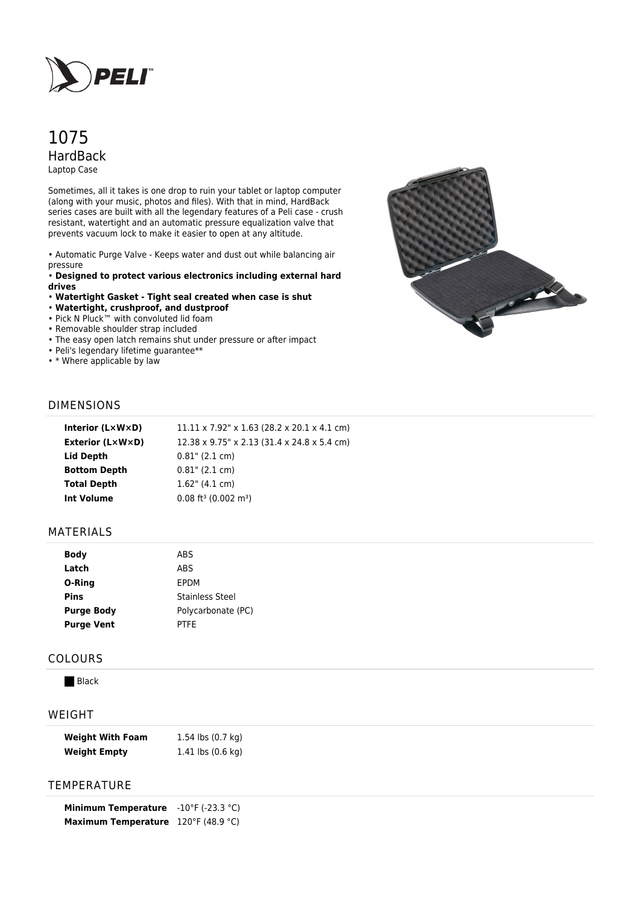# 1075

## HardBack

Laptop Case

Sometimes, all it takes is one drop to ruin your tablet or laptop computer (along with your music, photos and files). With that in mind, HardBack series cases are built with all the legendary features of a Peli case - crush resistant, watertight and an automatic pressure equalization valve that prevents vacuum lock to make it easier to open at any altitude.

- Automatic Purge Valve - Keeps water and dust out while balancing air pressure
- **Designed to protect various electronics including external hard drives**
- **Watertight Gasket - Tight seal created when case is shut**
- **Watertight, crushproof, and dustproof**
- Pick N Pluck™ with convoluted lid foam
- Removable shoulder strap included
- The easy open latch remains shut under pressure or after impact
- Peli's legendary lifetime guarantee**
- * Where applicable by law

## DIMENSIONS

| | |
|---|---|
| **Interior (L×W×D)** | 11.11 x 7.92" x 1.63 (28.2 x 20.1 x 4.1 cm) |
| **Exterior (L×W×D)** | 12.38 x 9.75" x 2.13 (31.4 x 24.8 x 5.4 cm) |
| **Lid Depth** | 0.81" (2.1 cm) |
| **Bottom Depth** | 0.81" (2.1 cm) |
| **Total Depth** | 1.62" (4.1 cm) |
| **Int Volume** | 0.08 $ft^3$ (0.002 $m^3$) |

## MATERIALS

| | |
|---|---|
| **Body** | ABS |
| **Latch** | ABS |
| **O-Ring** | EPDM |
| **Pins** | Stainless Steel |
| **Purge Body** | Polycarbonate (PC) |
| **Purge Vent** | PTFE |

## COLOURS

Black

## WEIGHT

| | |
|---|---|
| **Weight With Foam** | 1.54 lbs (0.7 kg) |
| **Weight Empty** | 1.41 lbs (0.6 kg) |

## TEMPERATURE

| | |
|---|---|
| **Minimum Temperature** | -10°F (-23.3 °C) |
| **Maximum Temperature** | 120°F (48.9 °C) |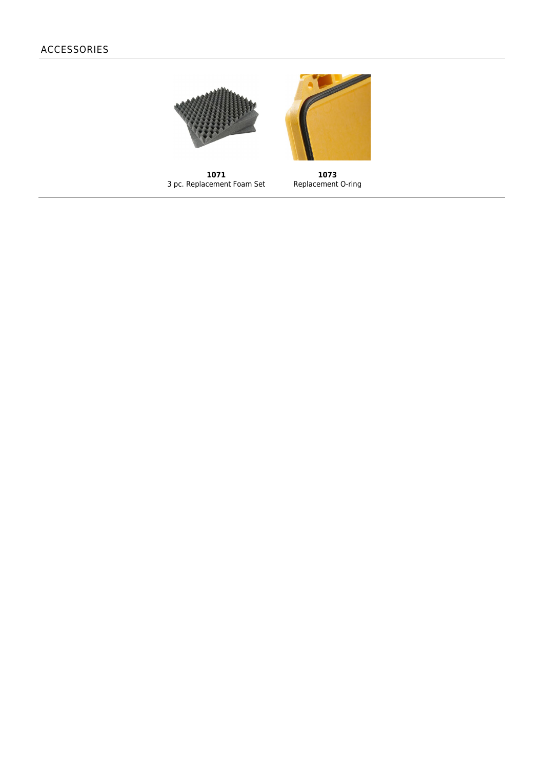## ACCESSORIES

**1071**
3 pc. Replacement Foam Set

**1073**
Replacement O-ring